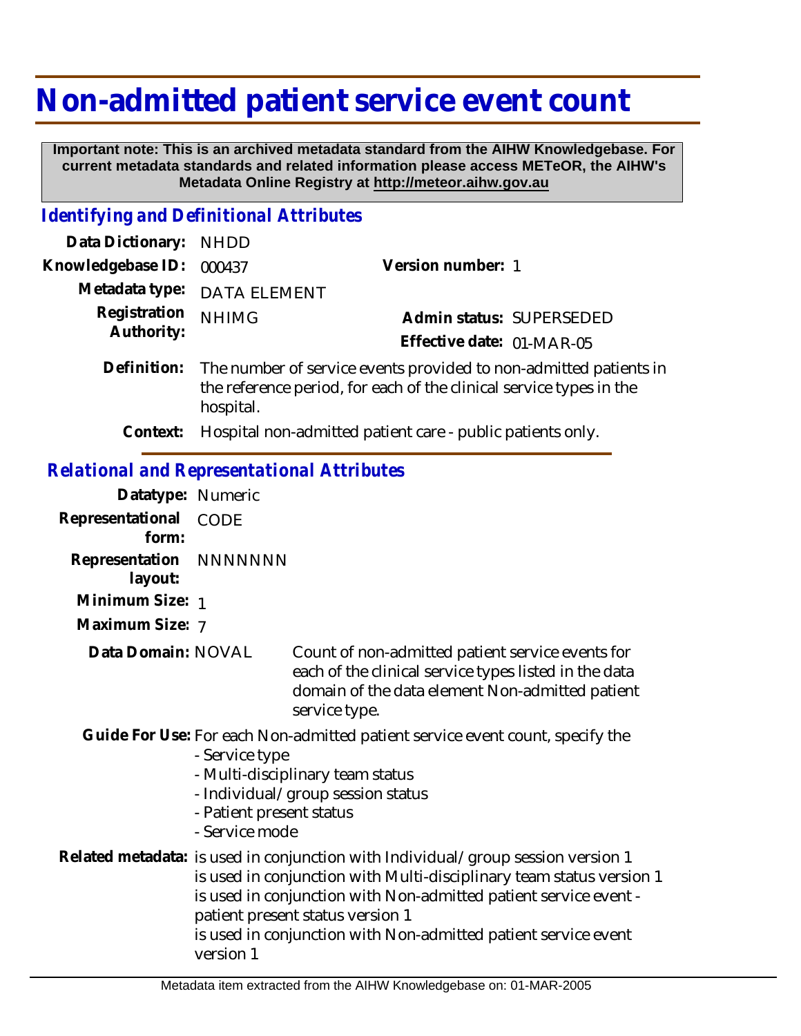# Non-admitted patient service event count

**Important note: This is an archived metadata standard from the AIHW Knowledgebase. For current metadata standards and related information please access METeOR, the AIHW's Metadata Online Registry at http://meteor.aihw.gov.au**

## *Identifying and Definitional Attributes*

**Data Dictionary:** NHDD

**Knowledgebase ID:** 000437

**Version number:** 1

**Metadata type:** DATA ELEMENT

**Registration Authority:** NHIMG

**Admin status:** SUPERSEDED

**Effective date:** 01-MAR-05

**Definition:** The number of service events provided to non-admitted patients in the reference period, for each of the clinical service types in the hospital.

**Context:** Hospital non-admitted patient care - public patients only.

## *Relational and Representational Attributes*

**Datatype:** Numeric

**Representational form:** CODE

**Representation layout:** NNNNNNN

**Minimum Size:** 1

**Maximum Size:** 7

**Data Domain:** NOVAL — Count of non-admitted patient service events for each of the clinical service types listed in the data domain of the data element Non-admitted patient service type.

**Guide For Use:** For each Non-admitted patient service event count, specify the

- Service type
- Multi-disciplinary team status
- Individual/group session status
- Patient present status
- Service mode

**Related metadata:** is used in conjunction with Individual/group session version 1
is used in conjunction with Multi-disciplinary team status version 1
is used in conjunction with Non-admitted patient service event - patient present status version 1
is used in conjunction with Non-admitted patient service event version 1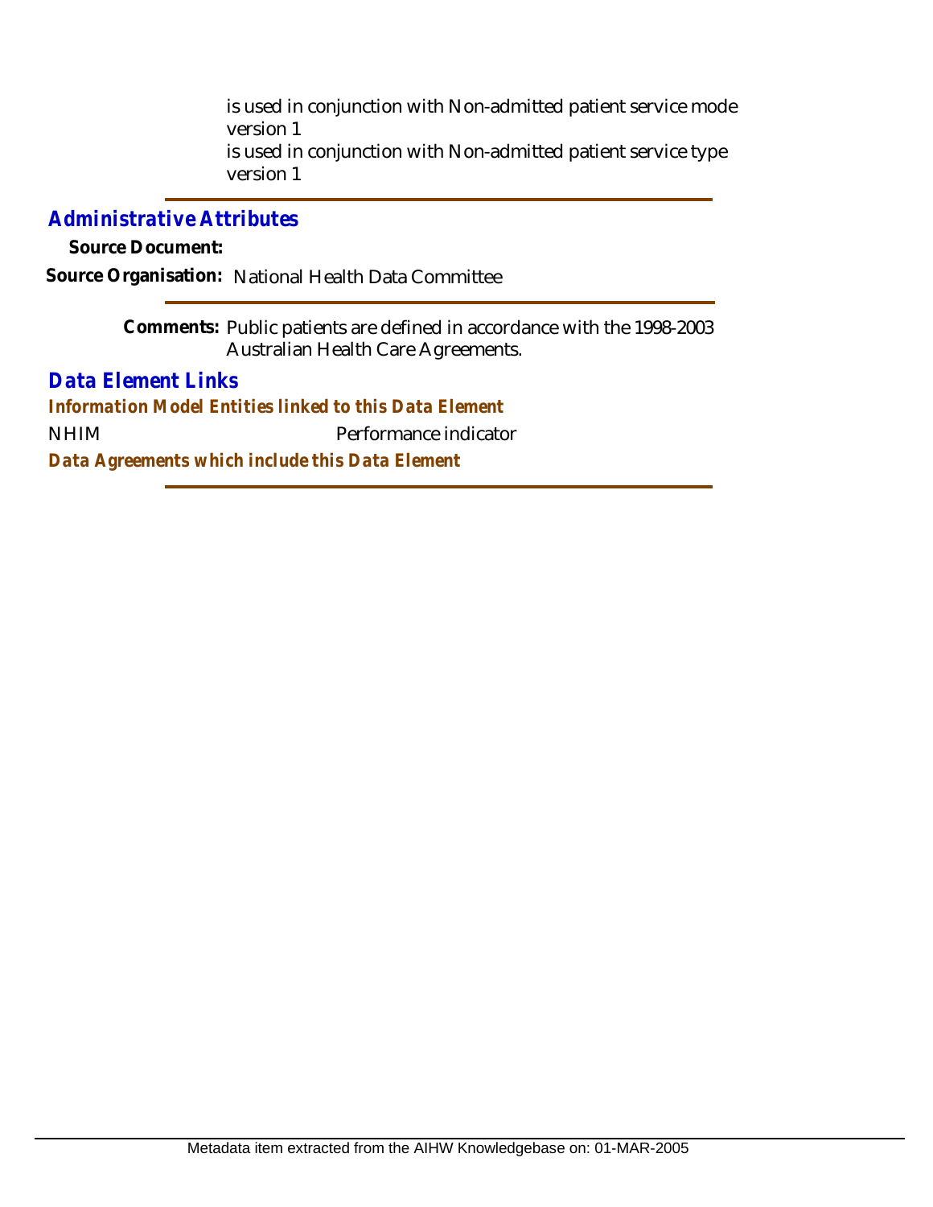is used in conjunction with Non-admitted patient service mode version 1

is used in conjunction with Non-admitted patient service type version 1

## Administrative Attributes

**Source Document:**

**Source Organisation:** National Health Data Committee

**Comments:** Public patients are defined in accordance with the 1998-2003 Australian Health Care Agreements.

## Data Element Links

### *Information Model Entities linked to this Data Element*

NHIM Performance indicator

### *Data Agreements which include this Data Element*